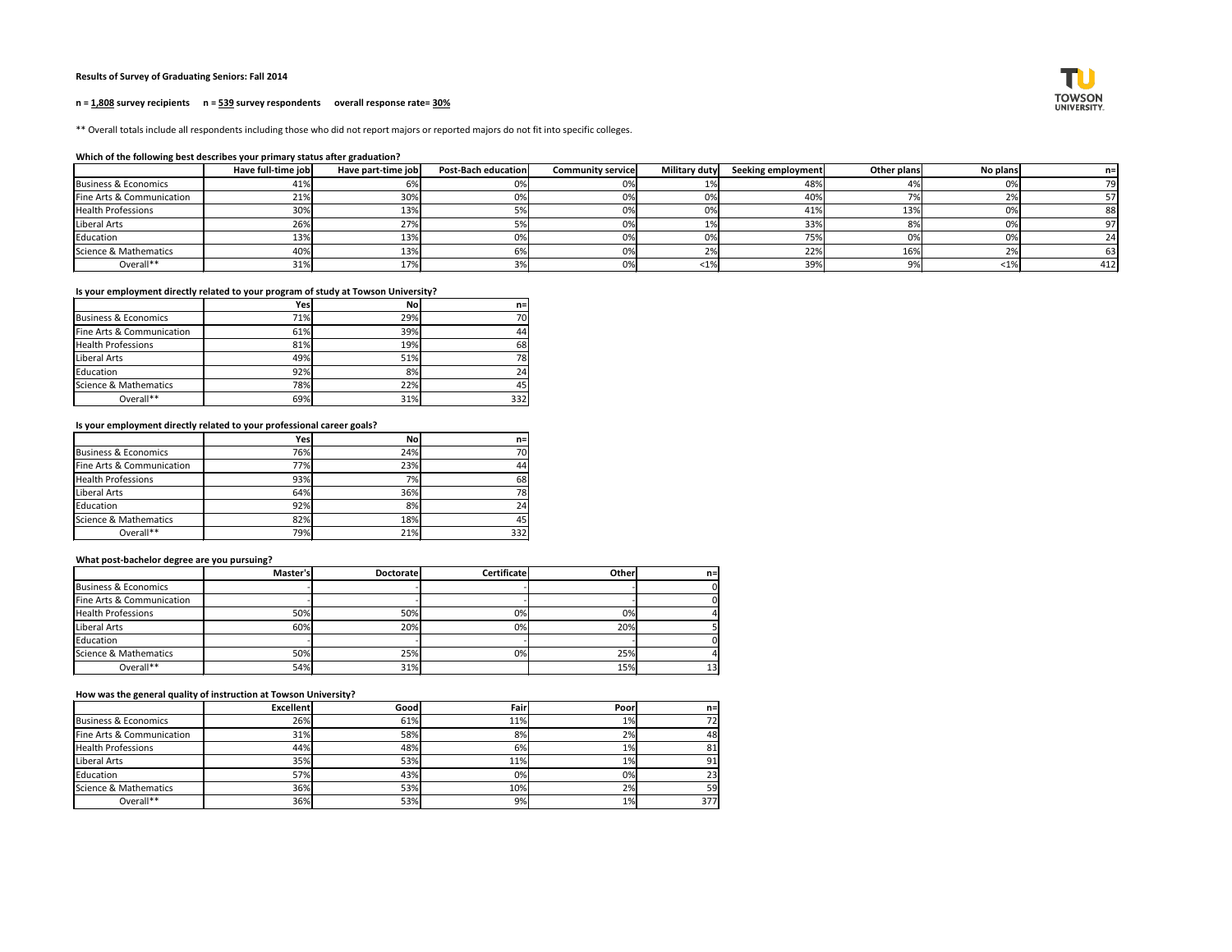**Results of Survey of Graduating Seniors: Fall 2014**

**n = 1,808 survey recipients    n = 539 survey respondents    overall response rate= 30%**

** Overall totals include all respondents including those who did not report majors or reported majors do not fit into specific colleges.

**Which of the following best describes your primary status after graduation?**

| | Have full-time job | Have part-time job | Post-Bach education | Community service | Military duty | Seeking employment | Other plans | No plans | n= |
|---|---|---|---|---|---|---|---|---|---|
| Business & Economics | 41% | 6% | 0% | 0% | 1% | 48% | 4% | 0% | 79 |
| Fine Arts & Communication | 21% | 30% | 0% | 0% | 0% | 40% | 7% | 2% | 57 |
| Health Professions | 30% | 13% | 5% | 0% | 0% | 41% | 13% | 0% | 88 |
| Liberal Arts | 26% | 27% | 5% | 0% | 1% | 33% | 8% | 0% | 97 |
| Education | 13% | 13% | 0% | 0% | 0% | 75% | 0% | 0% | 24 |
| Science & Mathematics | 40% | 13% | 6% | 0% | 2% | 22% | 16% | 2% | 63 |
| Overall** | 31% | 17% | 3% | 0% | <1% | 39% | 9% | <1% | 412 |

**Is your employment directly related to your program of study at Towson University?**

| | Yes | No | n= |
|---|---|---|---|
| Business & Economics | 71% | 29% | 70 |
| Fine Arts & Communication | 61% | 39% | 44 |
| Health Professions | 81% | 19% | 68 |
| Liberal Arts | 49% | 51% | 78 |
| Education | 92% | 8% | 24 |
| Science & Mathematics | 78% | 22% | 45 |
| Overall** | 69% | 31% | 332 |

**Is your employment directly related to your professional career goals?**

| | Yes | No | n= |
|---|---|---|---|
| Business & Economics | 76% | 24% | 70 |
| Fine Arts & Communication | 77% | 23% | 44 |
| Health Professions | 93% | 7% | 68 |
| Liberal Arts | 64% | 36% | 78 |
| Education | 92% | 8% | 24 |
| Science & Mathematics | 82% | 18% | 45 |
| Overall** | 79% | 21% | 332 |

**What post-bachelor degree are you pursuing?**

| | Master's | Doctorate | Certificate | Other | n= |
|---|---|---|---|---|---|
| Business & Economics | - | - | - | - | 0 |
| Fine Arts & Communication | - | - | - | - | 0 |
| Health Professions | 50% | 50% | 0% | 0% | 4 |
| Liberal Arts | 60% | 20% | 0% | 20% | 5 |
| Education | - | - | - | - | 0 |
| Science & Mathematics | 50% | 25% | 0% | 25% | 4 |
| Overall** | 54% | 31% | | 15% | 13 |

**How was the general quality of instruction at Towson University?**

| | Excellent | Good | Fair | Poor | n= |
|---|---|---|---|---|---|
| Business & Economics | 26% | 61% | 11% | 1% | 72 |
| Fine Arts & Communication | 31% | 58% | 8% | 2% | 48 |
| Health Professions | 44% | 48% | 6% | 1% | 81 |
| Liberal Arts | 35% | 53% | 11% | 1% | 91 |
| Education | 57% | 43% | 0% | 0% | 23 |
| Science & Mathematics | 36% | 53% | 10% | 2% | 59 |
| Overall** | 36% | 53% | 9% | 1% | 377 |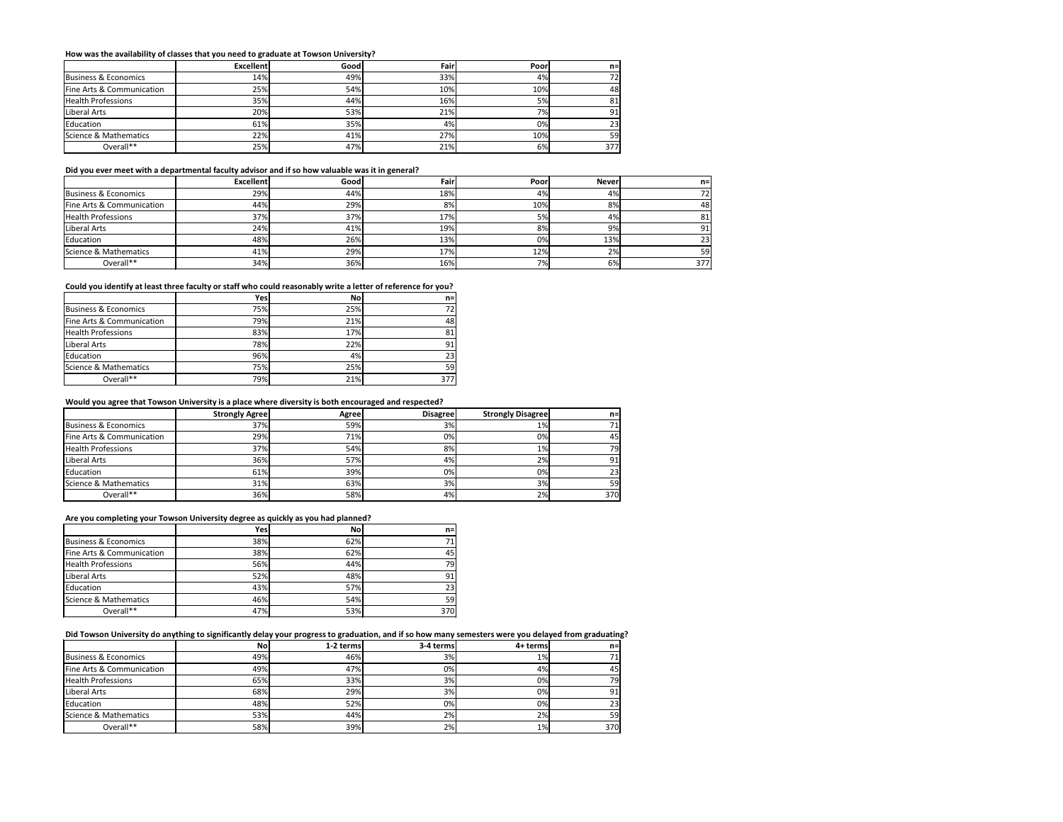**How was the availability of classes that you need to graduate at Towson University?**

| | Excellent | Good | Fair | Poor | n= |
|---|---|---|---|---|---|
| Business & Economics | 14% | 49% | 33% | 4% | 72 |
| Fine Arts & Communication | 25% | 54% | 10% | 10% | 48 |
| Health Professions | 35% | 44% | 16% | 5% | 81 |
| Liberal Arts | 20% | 53% | 21% | 7% | 91 |
| Education | 61% | 35% | 4% | 0% | 23 |
| Science & Mathematics | 22% | 41% | 27% | 10% | 59 |
| Overall** | 25% | 47% | 21% | 6% | 377 |

**Did you ever meet with a departmental faculty advisor and if so how valuable was it in general?**

| | Excellent | Good | Fair | Poor | Never | n= |
|---|---|---|---|---|---|---|
| Business & Economics | 29% | 44% | 18% | 4% | 4% | 72 |
| Fine Arts & Communication | 44% | 29% | 8% | 10% | 8% | 48 |
| Health Professions | 37% | 37% | 17% | 5% | 4% | 81 |
| Liberal Arts | 24% | 41% | 19% | 8% | 9% | 91 |
| Education | 48% | 26% | 13% | 0% | 13% | 23 |
| Science & Mathematics | 41% | 29% | 17% | 12% | 2% | 59 |
| Overall** | 34% | 36% | 16% | 7% | 6% | 377 |

**Could you identify at least three faculty or staff who could reasonably write a letter of reference for you?**

| | Yes | No | n= |
|---|---|---|---|
| Business & Economics | 75% | 25% | 72 |
| Fine Arts & Communication | 79% | 21% | 48 |
| Health Professions | 83% | 17% | 81 |
| Liberal Arts | 78% | 22% | 91 |
| Education | 96% | 4% | 23 |
| Science & Mathematics | 75% | 25% | 59 |
| Overall** | 79% | 21% | 377 |

**Would you agree that Towson University is a place where diversity is both encouraged and respected?**

| | Strongly Agree | Agree | Disagree | Strongly Disagree | n= |
|---|---|---|---|---|---|
| Business & Economics | 37% | 59% | 3% | 1% | 71 |
| Fine Arts & Communication | 29% | 71% | 0% | 0% | 45 |
| Health Professions | 37% | 54% | 8% | 1% | 79 |
| Liberal Arts | 36% | 57% | 4% | 2% | 91 |
| Education | 61% | 39% | 0% | 0% | 23 |
| Science & Mathematics | 31% | 63% | 3% | 3% | 59 |
| Overall** | 36% | 58% | 4% | 2% | 370 |

**Are you completing your Towson University degree as quickly as you had planned?**

| | Yes | No | n= |
|---|---|---|---|
| Business & Economics | 38% | 62% | 71 |
| Fine Arts & Communication | 38% | 62% | 45 |
| Health Professions | 56% | 44% | 79 |
| Liberal Arts | 52% | 48% | 91 |
| Education | 43% | 57% | 23 |
| Science & Mathematics | 46% | 54% | 59 |
| Overall** | 47% | 53% | 370 |

**Did Towson University do anything to significantly delay your progress to graduation, and if so how many semesters were you delayed from graduating?**

| | No | 1-2 terms | 3-4 terms | 4+ terms | n= |
|---|---|---|---|---|---|
| Business & Economics | 49% | 46% | 3% | 1% | 71 |
| Fine Arts & Communication | 49% | 47% | 0% | 4% | 45 |
| Health Professions | 65% | 33% | 3% | 0% | 79 |
| Liberal Arts | 68% | 29% | 3% | 0% | 91 |
| Education | 48% | 52% | 0% | 0% | 23 |
| Science & Mathematics | 53% | 44% | 2% | 2% | 59 |
| Overall** | 58% | 39% | 2% | 1% | 370 |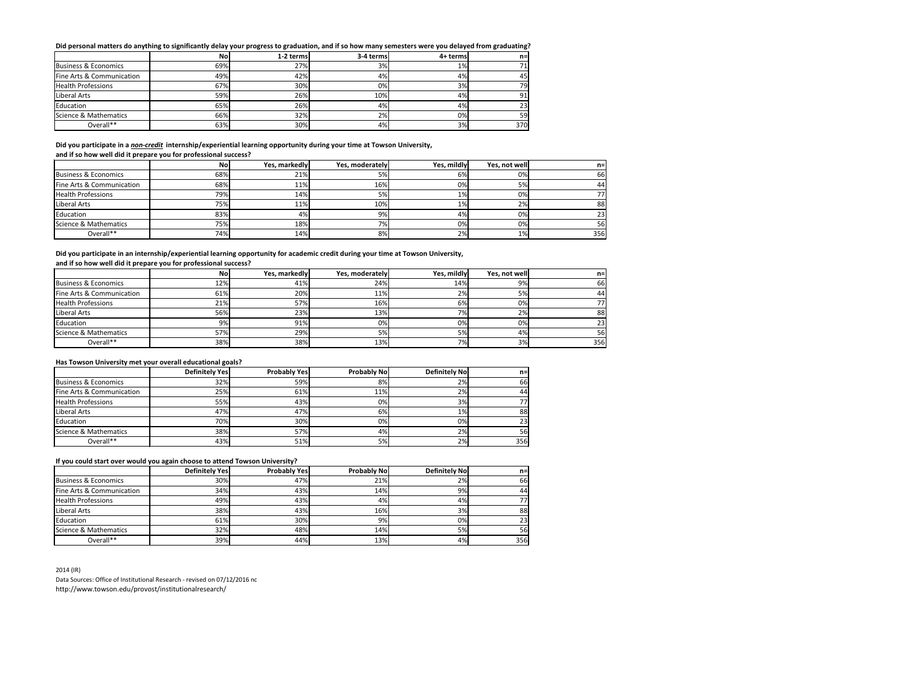**Did personal matters do anything to significantly delay your progress to graduation, and if so how many semesters were you delayed from graduating?**

| | No | 1-2 terms | 3-4 terms | 4+ terms | n= |
|---|---|---|---|---|---|
| Business & Economics | 69% | 27% | 3% | 1% | 71 |
| Fine Arts & Communication | 49% | 42% | 4% | 4% | 45 |
| Health Professions | 67% | 30% | 0% | 3% | 79 |
| Liberal Arts | 59% | 26% | 10% | 4% | 91 |
| Education | 65% | 26% | 4% | 4% | 23 |
| Science & Mathematics | 66% | 32% | 2% | 0% | 59 |
| Overall** | 63% | 30% | 4% | 3% | 370 |

**Did you participate in a *non-credit* internship/experiential learning opportunity during your time at Towson University, and if so how well did it prepare you for professional success?**

| | No | Yes, markedly | Yes, moderately | Yes, mildly | Yes, not well | n= |
|---|---|---|---|---|---|---|
| Business & Economics | 68% | 21% | 5% | 6% | 0% | 66 |
| Fine Arts & Communication | 68% | 11% | 16% | 0% | 5% | 44 |
| Health Professions | 79% | 14% | 5% | 1% | 0% | 77 |
| Liberal Arts | 75% | 11% | 10% | 1% | 2% | 88 |
| Education | 83% | 4% | 9% | 4% | 0% | 23 |
| Science & Mathematics | 75% | 18% | 7% | 0% | 0% | 56 |
| Overall** | 74% | 14% | 8% | 2% | 1% | 356 |

**Did you participate in an internship/experiential learning opportunity for academic credit during your time at Towson University, and if so how well did it prepare you for professional success?**

| | No | Yes, markedly | Yes, moderately | Yes, mildly | Yes, not well | n= |
|---|---|---|---|---|---|---|
| Business & Economics | 12% | 41% | 24% | 14% | 9% | 66 |
| Fine Arts & Communication | 61% | 20% | 11% | 2% | 5% | 44 |
| Health Professions | 21% | 57% | 16% | 6% | 0% | 77 |
| Liberal Arts | 56% | 23% | 13% | 7% | 2% | 88 |
| Education | 9% | 91% | 0% | 0% | 0% | 23 |
| Science & Mathematics | 57% | 29% | 5% | 5% | 4% | 56 |
| Overall** | 38% | 38% | 13% | 7% | 3% | 356 |

**Has Towson University met your overall educational goals?**

| | Definitely Yes | Probably Yes | Probably No | Definitely No | n= |
|---|---|---|---|---|---|
| Business & Economics | 32% | 59% | 8% | 2% | 66 |
| Fine Arts & Communication | 25% | 61% | 11% | 2% | 44 |
| Health Professions | 55% | 43% | 0% | 3% | 77 |
| Liberal Arts | 47% | 47% | 6% | 1% | 88 |
| Education | 70% | 30% | 0% | 0% | 23 |
| Science & Mathematics | 38% | 57% | 4% | 2% | 56 |
| Overall** | 43% | 51% | 5% | 2% | 356 |

**If you could start over would you again choose to attend Towson University?**

| | Definitely Yes | Probably Yes | Probably No | Definitely No | n= |
|---|---|---|---|---|---|
| Business & Economics | 30% | 47% | 21% | 2% | 66 |
| Fine Arts & Communication | 34% | 43% | 14% | 9% | 44 |
| Health Professions | 49% | 43% | 4% | 4% | 77 |
| Liberal Arts | 38% | 43% | 16% | 3% | 88 |
| Education | 61% | 30% | 9% | 0% | 23 |
| Science & Mathematics | 32% | 48% | 14% | 5% | 56 |
| Overall** | 39% | 44% | 13% | 4% | 356 |

2014 (IR)
Data Sources: Office of Institutional Research - revised on 07/12/2016 nc
http://www.towson.edu/provost/institutionalresearch/